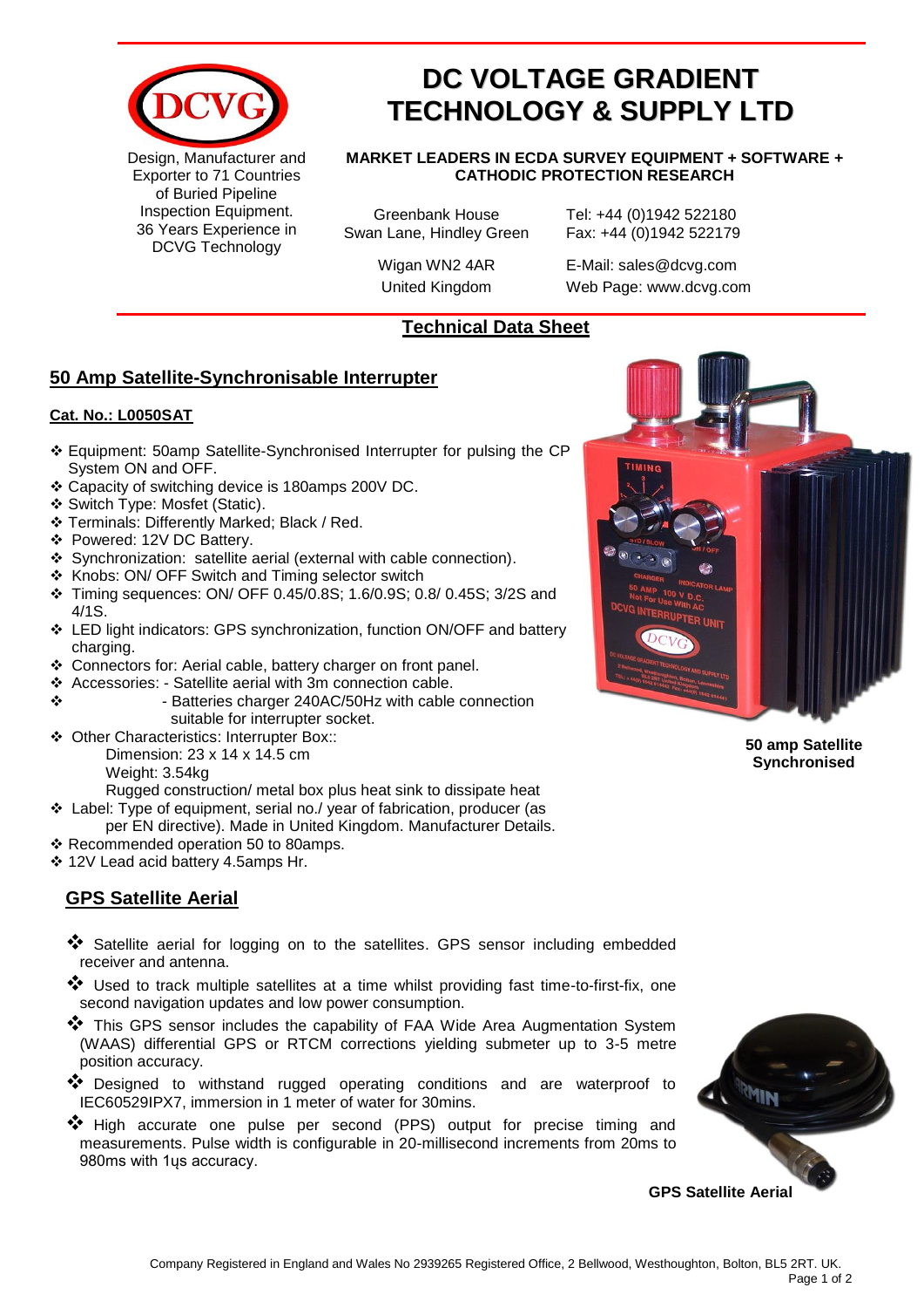# DC VOLTAGE GRADIENT TECHNOLOGY & SUPPLY LTD

Design, Manufacturer and Exporter to 71 Countries of Buried Pipeline Inspection Equipment. 36 Years Experience in DCVG Technology

**MARKET LEADERS IN ECDA SURVEY EQUIPMENT + SOFTWARE + CATHODIC PROTECTION RESEARCH**

Greenbank House
Swan Lane, Hindley Green
Wigan WN2 4AR
United Kingdom

Tel: +44 (0)1942 522180
Fax: +44 (0)1942 522179
E-Mail: sales@dcvg.com
Web Page: www.dcvg.com

## Technical Data Sheet

## 50 Amp Satellite-Synchronisable Interrupter

**Cat. No.: L0050SAT**

- Equipment: 50amp Satellite-Synchronised Interrupter for pulsing the CP System ON and OFF.
- Capacity of switching device is 180amps 200V DC.
- Switch Type: Mosfet (Static).
- Terminals: Differently Marked; Black / Red.
- Powered: 12V DC Battery.
- Synchronization: satellite aerial (external with cable connection).
- Knobs: ON/ OFF Switch and Timing selector switch
- Timing sequences: ON/ OFF 0.45/0.8S; 1.6/0.9S; 0.8/ 0.45S; 3/2S and 4/1S.
- LED light indicators: GPS synchronization, function ON/OFF and battery charging.
- Connectors for: Aerial cable, battery charger on front panel.
- Accessories: - Satellite aerial with 3m connection cable.
- - Batteries charger 240AC/50Hz with cable connection suitable for interrupter socket.
- Other Characteristics: Interrupter Box::
  Dimension: 23 x 14 x 14.5 cm
  Weight: 3.54kg
  Rugged construction/ metal box plus heat sink to dissipate heat
- Label: Type of equipment, serial no./ year of fabrication, producer (as per EN directive). Made in United Kingdom. Manufacturer Details.
- Recommended operation 50 to 80amps.
- 12V Lead acid battery 4.5amps Hr.

**50 amp Satellite Synchronised**

## GPS Satellite Aerial

- Satellite aerial for logging on to the satellites. GPS sensor including embedded receiver and antenna.
- Used to track multiple satellites at a time whilst providing fast time-to-first-fix, one second navigation updates and low power consumption.
- This GPS sensor includes the capability of FAA Wide Area Augmentation System (WAAS) differential GPS or RTCM corrections yielding submeter up to 3-5 metre position accuracy.
- Designed to withstand rugged operating conditions and are waterproof to IEC60529IPX7, immersion in 1 meter of water for 30mins.
- High accurate one pulse per second (PPS) output for precise timing and measurements. Pulse width is configurable in 20-millisecond increments from 20ms to 980ms with 1μs accuracy.

**GPS Satellite Aerial**

Company Registered in England and Wales No 2939265 Registered Office, 2 Bellwood, Westhoughton, Bolton, BL5 2RT. UK.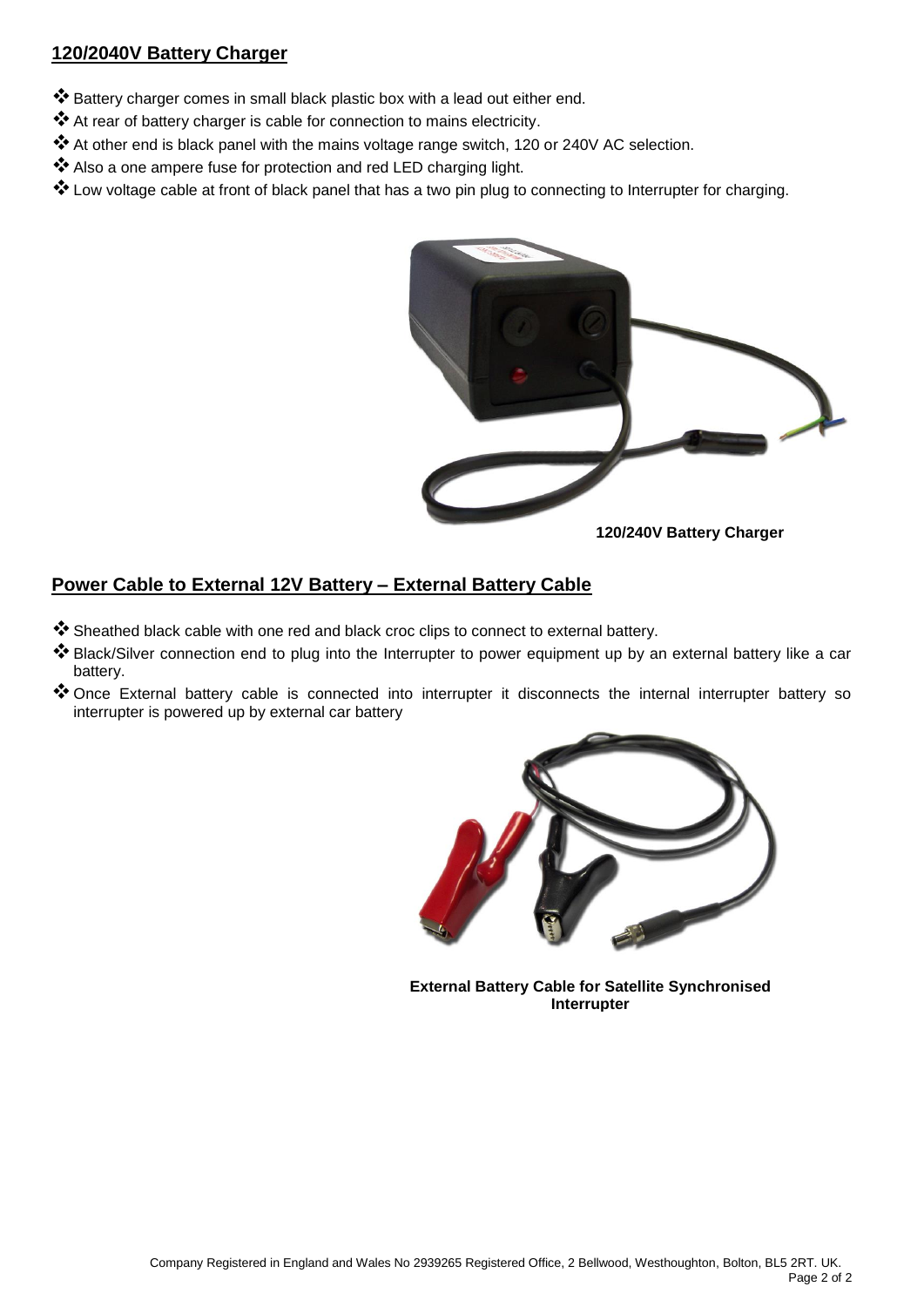## 120/2040V Battery Charger

- Battery charger comes in small black plastic box with a lead out either end.
- At rear of battery charger is cable for connection to mains electricity.
- At other end is black panel with the mains voltage range switch, 120 or 240V AC selection.
- Also a one ampere fuse for protection and red LED charging light.
- Low voltage cable at front of black panel that has a two pin plug to connecting to Interrupter for charging.

**120/240V Battery Charger**

## Power Cable to External 12V Battery – External Battery Cable

- Sheathed black cable with one red and black croc clips to connect to external battery.
- Black/Silver connection end to plug into the Interrupter to power equipment up by an external battery like a car battery.
- Once External battery cable is connected into interrupter it disconnects the internal interrupter battery so interrupter is powered up by external car battery

**External Battery Cable for Satellite Synchronised Interrupter**

Company Registered in England and Wales No 2939265 Registered Office, 2 Bellwood, Westhoughton, Bolton, BL5 2RT. UK.